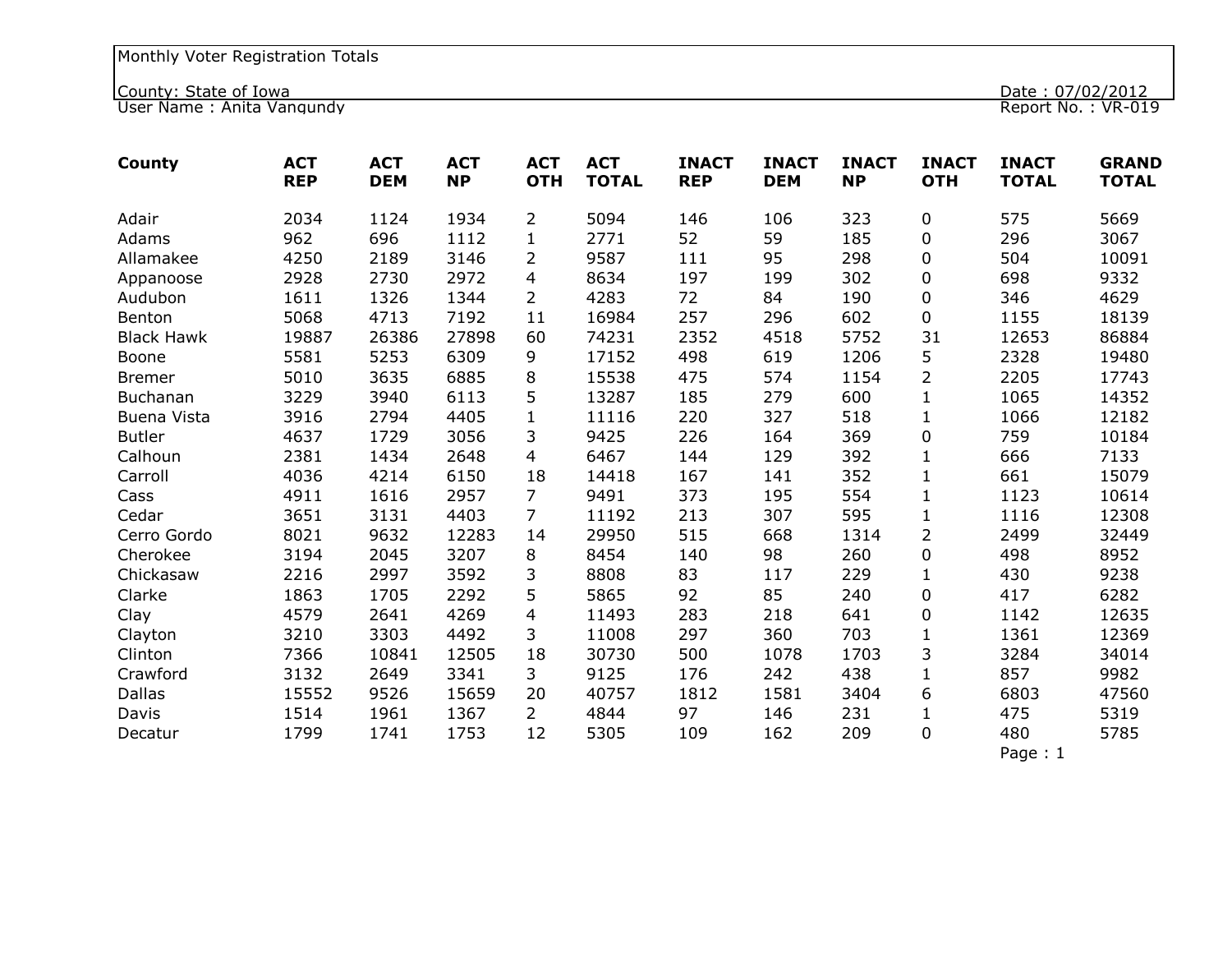Monthly Voter Registration Totals

County: State of Iowa

User Name : Anita Vangundy

Date : 07/02/2012

Report No. : VR-019

| County | ACT REP | ACT DEM | ACT NP | ACT OTH | ACT TOTAL | INACT REP | INACT DEM | INACT NP | INACT OTH | INACT TOTAL | GRAND TOTAL |
|---|---|---|---|---|---|---|---|---|---|---|---|
| Adair | 2034 | 1124 | 1934 | 2 | 5094 | 146 | 106 | 323 | 0 | 575 | 5669 |
| Adams | 962 | 696 | 1112 | 1 | 2771 | 52 | 59 | 185 | 0 | 296 | 3067 |
| Allamakee | 4250 | 2189 | 3146 | 2 | 9587 | 111 | 95 | 298 | 0 | 504 | 10091 |
| Appanoose | 2928 | 2730 | 2972 | 4 | 8634 | 197 | 199 | 302 | 0 | 698 | 9332 |
| Audubon | 1611 | 1326 | 1344 | 2 | 4283 | 72 | 84 | 190 | 0 | 346 | 4629 |
| Benton | 5068 | 4713 | 7192 | 11 | 16984 | 257 | 296 | 602 | 0 | 1155 | 18139 |
| Black Hawk | 19887 | 26386 | 27898 | 60 | 74231 | 2352 | 4518 | 5752 | 31 | 12653 | 86884 |
| Boone | 5581 | 5253 | 6309 | 9 | 17152 | 498 | 619 | 1206 | 5 | 2328 | 19480 |
| Bremer | 5010 | 3635 | 6885 | 8 | 15538 | 475 | 574 | 1154 | 2 | 2205 | 17743 |
| Buchanan | 3229 | 3940 | 6113 | 5 | 13287 | 185 | 279 | 600 | 1 | 1065 | 14352 |
| Buena Vista | 3916 | 2794 | 4405 | 1 | 11116 | 220 | 327 | 518 | 1 | 1066 | 12182 |
| Butler | 4637 | 1729 | 3056 | 3 | 9425 | 226 | 164 | 369 | 0 | 759 | 10184 |
| Calhoun | 2381 | 1434 | 2648 | 4 | 6467 | 144 | 129 | 392 | 1 | 666 | 7133 |
| Carroll | 4036 | 4214 | 6150 | 18 | 14418 | 167 | 141 | 352 | 1 | 661 | 15079 |
| Cass | 4911 | 1616 | 2957 | 7 | 9491 | 373 | 195 | 554 | 1 | 1123 | 10614 |
| Cedar | 3651 | 3131 | 4403 | 7 | 11192 | 213 | 307 | 595 | 1 | 1116 | 12308 |
| Cerro Gordo | 8021 | 9632 | 12283 | 14 | 29950 | 515 | 668 | 1314 | 2 | 2499 | 32449 |
| Cherokee | 3194 | 2045 | 3207 | 8 | 8454 | 140 | 98 | 260 | 0 | 498 | 8952 |
| Chickasaw | 2216 | 2997 | 3592 | 3 | 8808 | 83 | 117 | 229 | 1 | 430 | 9238 |
| Clarke | 1863 | 1705 | 2292 | 5 | 5865 | 92 | 85 | 240 | 0 | 417 | 6282 |
| Clay | 4579 | 2641 | 4269 | 4 | 11493 | 283 | 218 | 641 | 0 | 1142 | 12635 |
| Clayton | 3210 | 3303 | 4492 | 3 | 11008 | 297 | 360 | 703 | 1 | 1361 | 12369 |
| Clinton | 7366 | 10841 | 12505 | 18 | 30730 | 500 | 1078 | 1703 | 3 | 3284 | 34014 |
| Crawford | 3132 | 2649 | 3341 | 3 | 9125 | 176 | 242 | 438 | 1 | 857 | 9982 |
| Dallas | 15552 | 9526 | 15659 | 20 | 40757 | 1812 | 1581 | 3404 | 6 | 6803 | 47560 |
| Davis | 1514 | 1961 | 1367 | 2 | 4844 | 97 | 146 | 231 | 1 | 475 | 5319 |
| Decatur | 1799 | 1741 | 1753 | 12 | 5305 | 109 | 162 | 209 | 0 | 480 | 5785 |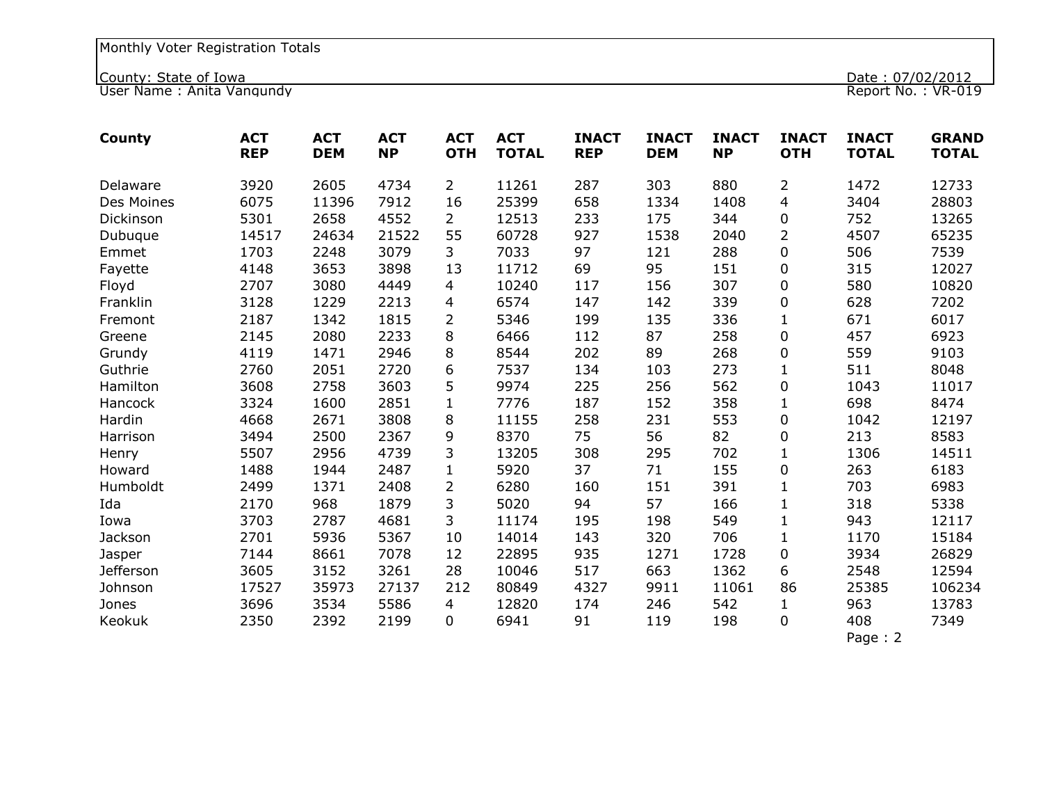Monthly Voter Registration Totals

County: State of Iowa

User Name : Anita Vangundy

Date : 07/02/2012

Report No. : VR-019

| County | ACT REP | ACT DEM | ACT NP | ACT OTH | ACT TOTAL | INACT REP | INACT DEM | INACT NP | INACT OTH | INACT TOTAL | GRAND TOTAL |
|---|---|---|---|---|---|---|---|---|---|---|---|
| Delaware | 3920 | 2605 | 4734 | 2 | 11261 | 287 | 303 | 880 | 2 | 1472 | 12733 |
| Des Moines | 6075 | 11396 | 7912 | 16 | 25399 | 658 | 1334 | 1408 | 4 | 3404 | 28803 |
| Dickinson | 5301 | 2658 | 4552 | 2 | 12513 | 233 | 175 | 344 | 0 | 752 | 13265 |
| Dubuque | 14517 | 24634 | 21522 | 55 | 60728 | 927 | 1538 | 2040 | 2 | 4507 | 65235 |
| Emmet | 1703 | 2248 | 3079 | 3 | 7033 | 97 | 121 | 288 | 0 | 506 | 7539 |
| Fayette | 4148 | 3653 | 3898 | 13 | 11712 | 69 | 95 | 151 | 0 | 315 | 12027 |
| Floyd | 2707 | 3080 | 4449 | 4 | 10240 | 117 | 156 | 307 | 0 | 580 | 10820 |
| Franklin | 3128 | 1229 | 2213 | 4 | 6574 | 147 | 142 | 339 | 0 | 628 | 7202 |
| Fremont | 2187 | 1342 | 1815 | 2 | 5346 | 199 | 135 | 336 | 1 | 671 | 6017 |
| Greene | 2145 | 2080 | 2233 | 8 | 6466 | 112 | 87 | 258 | 0 | 457 | 6923 |
| Grundy | 4119 | 1471 | 2946 | 8 | 8544 | 202 | 89 | 268 | 0 | 559 | 9103 |
| Guthrie | 2760 | 2051 | 2720 | 6 | 7537 | 134 | 103 | 273 | 1 | 511 | 8048 |
| Hamilton | 3608 | 2758 | 3603 | 5 | 9974 | 225 | 256 | 562 | 0 | 1043 | 11017 |
| Hancock | 3324 | 1600 | 2851 | 1 | 7776 | 187 | 152 | 358 | 1 | 698 | 8474 |
| Hardin | 4668 | 2671 | 3808 | 8 | 11155 | 258 | 231 | 553 | 0 | 1042 | 12197 |
| Harrison | 3494 | 2500 | 2367 | 9 | 8370 | 75 | 56 | 82 | 0 | 213 | 8583 |
| Henry | 5507 | 2956 | 4739 | 3 | 13205 | 308 | 295 | 702 | 1 | 1306 | 14511 |
| Howard | 1488 | 1944 | 2487 | 1 | 5920 | 37 | 71 | 155 | 0 | 263 | 6183 |
| Humboldt | 2499 | 1371 | 2408 | 2 | 6280 | 160 | 151 | 391 | 1 | 703 | 6983 |
| Ida | 2170 | 968 | 1879 | 3 | 5020 | 94 | 57 | 166 | 1 | 318 | 5338 |
| Iowa | 3703 | 2787 | 4681 | 3 | 11174 | 195 | 198 | 549 | 1 | 943 | 12117 |
| Jackson | 2701 | 5936 | 5367 | 10 | 14014 | 143 | 320 | 706 | 1 | 1170 | 15184 |
| Jasper | 7144 | 8661 | 7078 | 12 | 22895 | 935 | 1271 | 1728 | 0 | 3934 | 26829 |
| Jefferson | 3605 | 3152 | 3261 | 28 | 10046 | 517 | 663 | 1362 | 6 | 2548 | 12594 |
| Johnson | 17527 | 35973 | 27137 | 212 | 80849 | 4327 | 9911 | 11061 | 86 | 25385 | 106234 |
| Jones | 3696 | 3534 | 5586 | 4 | 12820 | 174 | 246 | 542 | 1 | 963 | 13783 |
| Keokuk | 2350 | 2392 | 2199 | 0 | 6941 | 91 | 119 | 198 | 0 | 408 | 7349 |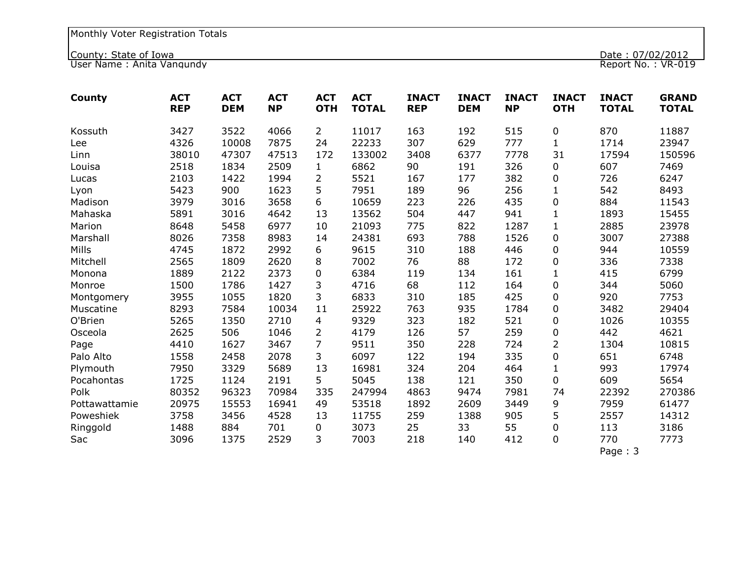Monthly Voter Registration Totals

County: State of Iowa

Date : 07/02/2012

User Name : Anita Vangundy

Report No. : VR-019

| County | ACT REP | ACT DEM | ACT NP | ACT OTH | ACT TOTAL | INACT REP | INACT DEM | INACT NP | INACT OTH | INACT TOTAL | GRAND TOTAL |
|---|---|---|---|---|---|---|---|---|---|---|---|
| Kossuth | 3427 | 3522 | 4066 | 2 | 11017 | 163 | 192 | 515 | 0 | 870 | 11887 |
| Lee | 4326 | 10008 | 7875 | 24 | 22233 | 307 | 629 | 777 | 1 | 1714 | 23947 |
| Linn | 38010 | 47307 | 47513 | 172 | 133002 | 3408 | 6377 | 7778 | 31 | 17594 | 150596 |
| Louisa | 2518 | 1834 | 2509 | 1 | 6862 | 90 | 191 | 326 | 0 | 607 | 7469 |
| Lucas | 2103 | 1422 | 1994 | 2 | 5521 | 167 | 177 | 382 | 0 | 726 | 6247 |
| Lyon | 5423 | 900 | 1623 | 5 | 7951 | 189 | 96 | 256 | 1 | 542 | 8493 |
| Madison | 3979 | 3016 | 3658 | 6 | 10659 | 223 | 226 | 435 | 0 | 884 | 11543 |
| Mahaska | 5891 | 3016 | 4642 | 13 | 13562 | 504 | 447 | 941 | 1 | 1893 | 15455 |
| Marion | 8648 | 5458 | 6977 | 10 | 21093 | 775 | 822 | 1287 | 1 | 2885 | 23978 |
| Marshall | 8026 | 7358 | 8983 | 14 | 24381 | 693 | 788 | 1526 | 0 | 3007 | 27388 |
| Mills | 4745 | 1872 | 2992 | 6 | 9615 | 310 | 188 | 446 | 0 | 944 | 10559 |
| Mitchell | 2565 | 1809 | 2620 | 8 | 7002 | 76 | 88 | 172 | 0 | 336 | 7338 |
| Monona | 1889 | 2122 | 2373 | 0 | 6384 | 119 | 134 | 161 | 1 | 415 | 6799 |
| Monroe | 1500 | 1786 | 1427 | 3 | 4716 | 68 | 112 | 164 | 0 | 344 | 5060 |
| Montgomery | 3955 | 1055 | 1820 | 3 | 6833 | 310 | 185 | 425 | 0 | 920 | 7753 |
| Muscatine | 8293 | 7584 | 10034 | 11 | 25922 | 763 | 935 | 1784 | 0 | 3482 | 29404 |
| O'Brien | 5265 | 1350 | 2710 | 4 | 9329 | 323 | 182 | 521 | 0 | 1026 | 10355 |
| Osceola | 2625 | 506 | 1046 | 2 | 4179 | 126 | 57 | 259 | 0 | 442 | 4621 |
| Page | 4410 | 1627 | 3467 | 7 | 9511 | 350 | 228 | 724 | 2 | 1304 | 10815 |
| Palo Alto | 1558 | 2458 | 2078 | 3 | 6097 | 122 | 194 | 335 | 0 | 651 | 6748 |
| Plymouth | 7950 | 3329 | 5689 | 13 | 16981 | 324 | 204 | 464 | 1 | 993 | 17974 |
| Pocahontas | 1725 | 1124 | 2191 | 5 | 5045 | 138 | 121 | 350 | 0 | 609 | 5654 |
| Polk | 80352 | 96323 | 70984 | 335 | 247994 | 4863 | 9474 | 7981 | 74 | 22392 | 270386 |
| Pottawattamie | 20975 | 15553 | 16941 | 49 | 53518 | 1892 | 2609 | 3449 | 9 | 7959 | 61477 |
| Poweshiek | 3758 | 3456 | 4528 | 13 | 11755 | 259 | 1388 | 905 | 5 | 2557 | 14312 |
| Ringgold | 1488 | 884 | 701 | 0 | 3073 | 25 | 33 | 55 | 0 | 113 | 3186 |
| Sac | 3096 | 1375 | 2529 | 3 | 7003 | 218 | 140 | 412 | 0 | 770 | 7773 |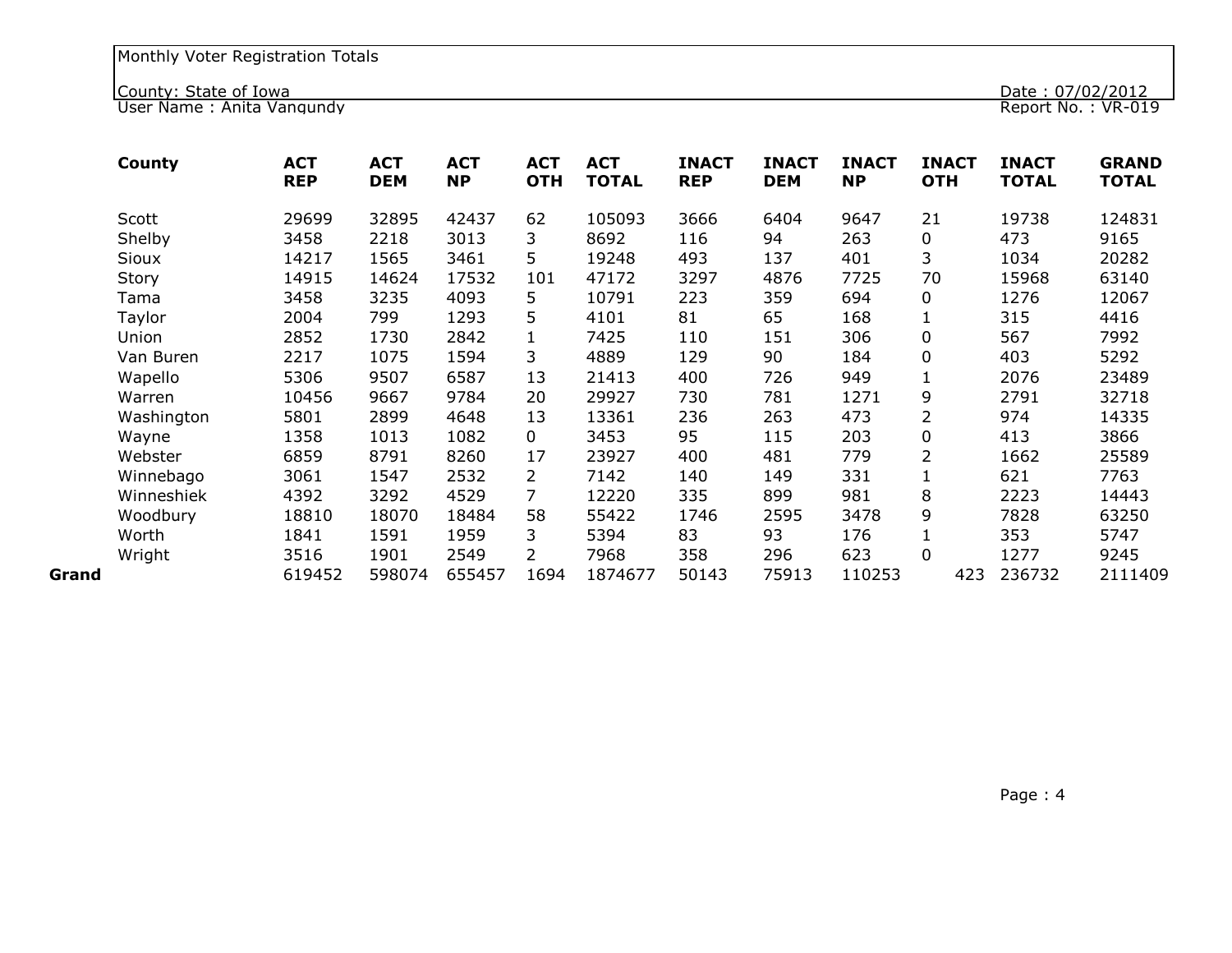Monthly Voter Registration Totals

County: State of Iowa

User Name : Anita Vangundy

Date : 07/02/2012

Report No. : VR-019

| County | ACT REP | ACT DEM | ACT NP | ACT OTH | ACT TOTAL | INACT REP | INACT DEM | INACT NP | INACT OTH | INACT TOTAL | GRAND TOTAL |
|---|---|---|---|---|---|---|---|---|---|---|---|
| Scott | 29699 | 32895 | 42437 | 62 | 105093 | 3666 | 6404 | 9647 | 21 | 19738 | 124831 |
| Shelby | 3458 | 2218 | 3013 | 3 | 8692 | 116 | 94 | 263 | 0 | 473 | 9165 |
| Sioux | 14217 | 1565 | 3461 | 5 | 19248 | 493 | 137 | 401 | 3 | 1034 | 20282 |
| Story | 14915 | 14624 | 17532 | 101 | 47172 | 3297 | 4876 | 7725 | 70 | 15968 | 63140 |
| Tama | 3458 | 3235 | 4093 | 5 | 10791 | 223 | 359 | 694 | 0 | 1276 | 12067 |
| Taylor | 2004 | 799 | 1293 | 5 | 4101 | 81 | 65 | 168 | 1 | 315 | 4416 |
| Union | 2852 | 1730 | 2842 | 1 | 7425 | 110 | 151 | 306 | 0 | 567 | 7992 |
| Van Buren | 2217 | 1075 | 1594 | 3 | 4889 | 129 | 90 | 184 | 0 | 403 | 5292 |
| Wapello | 5306 | 9507 | 6587 | 13 | 21413 | 400 | 726 | 949 | 1 | 2076 | 23489 |
| Warren | 10456 | 9667 | 9784 | 20 | 29927 | 730 | 781 | 1271 | 9 | 2791 | 32718 |
| Washington | 5801 | 2899 | 4648 | 13 | 13361 | 236 | 263 | 473 | 2 | 974 | 14335 |
| Wayne | 1358 | 1013 | 1082 | 0 | 3453 | 95 | 115 | 203 | 0 | 413 | 3866 |
| Webster | 6859 | 8791 | 8260 | 17 | 23927 | 400 | 481 | 779 | 2 | 1662 | 25589 |
| Winnebago | 3061 | 1547 | 2532 | 2 | 7142 | 140 | 149 | 331 | 1 | 621 | 7763 |
| Winneshiek | 4392 | 3292 | 4529 | 7 | 12220 | 335 | 899 | 981 | 8 | 2223 | 14443 |
| Woodbury | 18810 | 18070 | 18484 | 58 | 55422 | 1746 | 2595 | 3478 | 9 | 7828 | 63250 |
| Worth | 1841 | 1591 | 1959 | 3 | 5394 | 83 | 93 | 176 | 1 | 353 | 5747 |
| Wright | 3516 | 1901 | 2549 | 2 | 7968 | 358 | 296 | 623 | 0 | 1277 | 9245 |
| **Grand** | 619452 | 598074 | 655457 | 1694 | 1874677 | 50143 | 75913 | 110253 | 423 | 236732 | 2111409 |